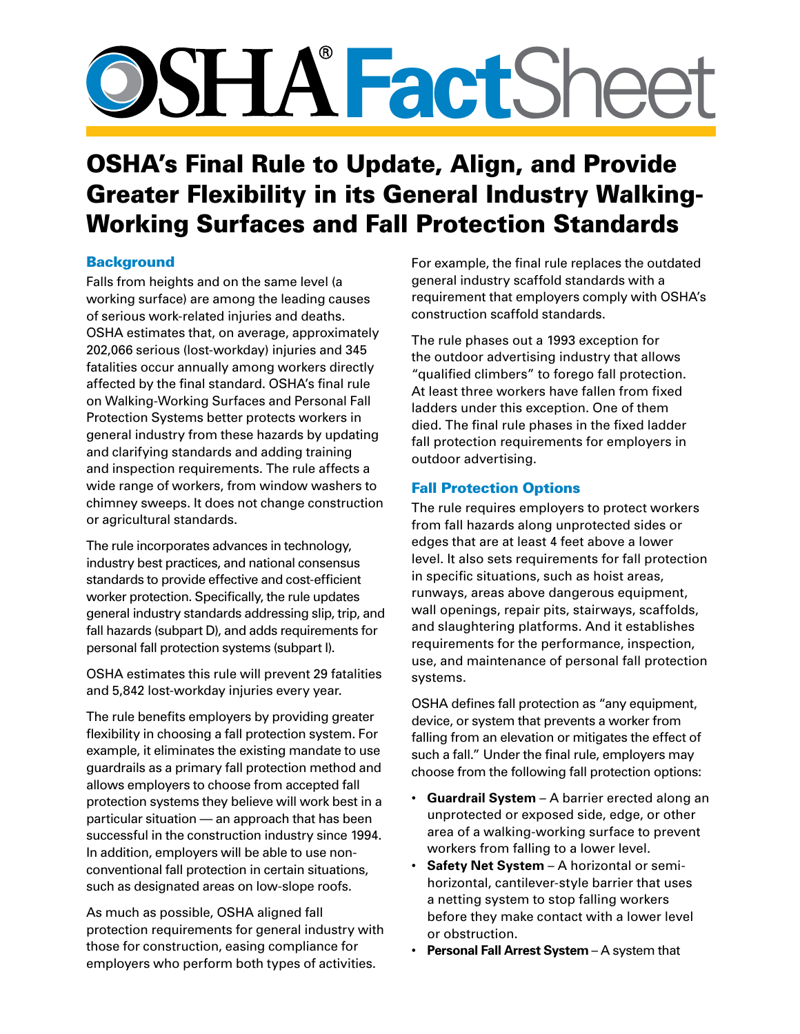# OSHA® FactSheet

## OSHA's Final Rule to Update, Align, and Provide Greater Flexibility in its General Industry Walking-Working Surfaces and Fall Protection Standards

### Background

Falls from heights and on the same level (a working surface) are among the leading causes of serious work-related injuries and deaths. OSHA estimates that, on average, approximately 202,066 serious (lost-workday) injuries and 345 fatalities occur annually among workers directly affected by the final standard. OSHA's final rule on Walking-Working Surfaces and Personal Fall Protection Systems better protects workers in general industry from these hazards by updating and clarifying standards and adding training and inspection requirements. The rule affects a wide range of workers, from window washers to chimney sweeps. It does not change construction or agricultural standards.

The rule incorporates advances in technology, industry best practices, and national consensus standards to provide effective and cost-efficient worker protection. Specifically, the rule updates general industry standards addressing slip, trip, and fall hazards (subpart D), and adds requirements for personal fall protection systems (subpart I).

OSHA estimates this rule will prevent 29 fatalities and 5,842 lost-workday injuries every year.

The rule benefits employers by providing greater flexibility in choosing a fall protection system. For example, it eliminates the existing mandate to use guardrails as a primary fall protection method and allows employers to choose from accepted fall protection systems they believe will work best in a particular situation — an approach that has been successful in the construction industry since 1994. In addition, employers will be able to use non-conventional fall protection in certain situations, such as designated areas on low-slope roofs.

As much as possible, OSHA aligned fall protection requirements for general industry with those for construction, easing compliance for employers who perform both types of activities.

For example, the final rule replaces the outdated general industry scaffold standards with a requirement that employers comply with OSHA's construction scaffold standards.

The rule phases out a 1993 exception for the outdoor advertising industry that allows "qualified climbers" to forego fall protection. At least three workers have fallen from fixed ladders under this exception. One of them died. The final rule phases in the fixed ladder fall protection requirements for employers in outdoor advertising.

### Fall Protection Options

The rule requires employers to protect workers from fall hazards along unprotected sides or edges that are at least 4 feet above a lower level. It also sets requirements for fall protection in specific situations, such as hoist areas, runways, areas above dangerous equipment, wall openings, repair pits, stairways, scaffolds, and slaughtering platforms. And it establishes requirements for the performance, inspection, use, and maintenance of personal fall protection systems.

OSHA defines fall protection as "any equipment, device, or system that prevents a worker from falling from an elevation or mitigates the effect of such a fall." Under the final rule, employers may choose from the following fall protection options:

- **Guardrail System** – A barrier erected along an unprotected or exposed side, edge, or other area of a walking-working surface to prevent workers from falling to a lower level.
- **Safety Net System** – A horizontal or semi-horizontal, cantilever-style barrier that uses a netting system to stop falling workers before they make contact with a lower level or obstruction.
- **Personal Fall Arrest System** – A system that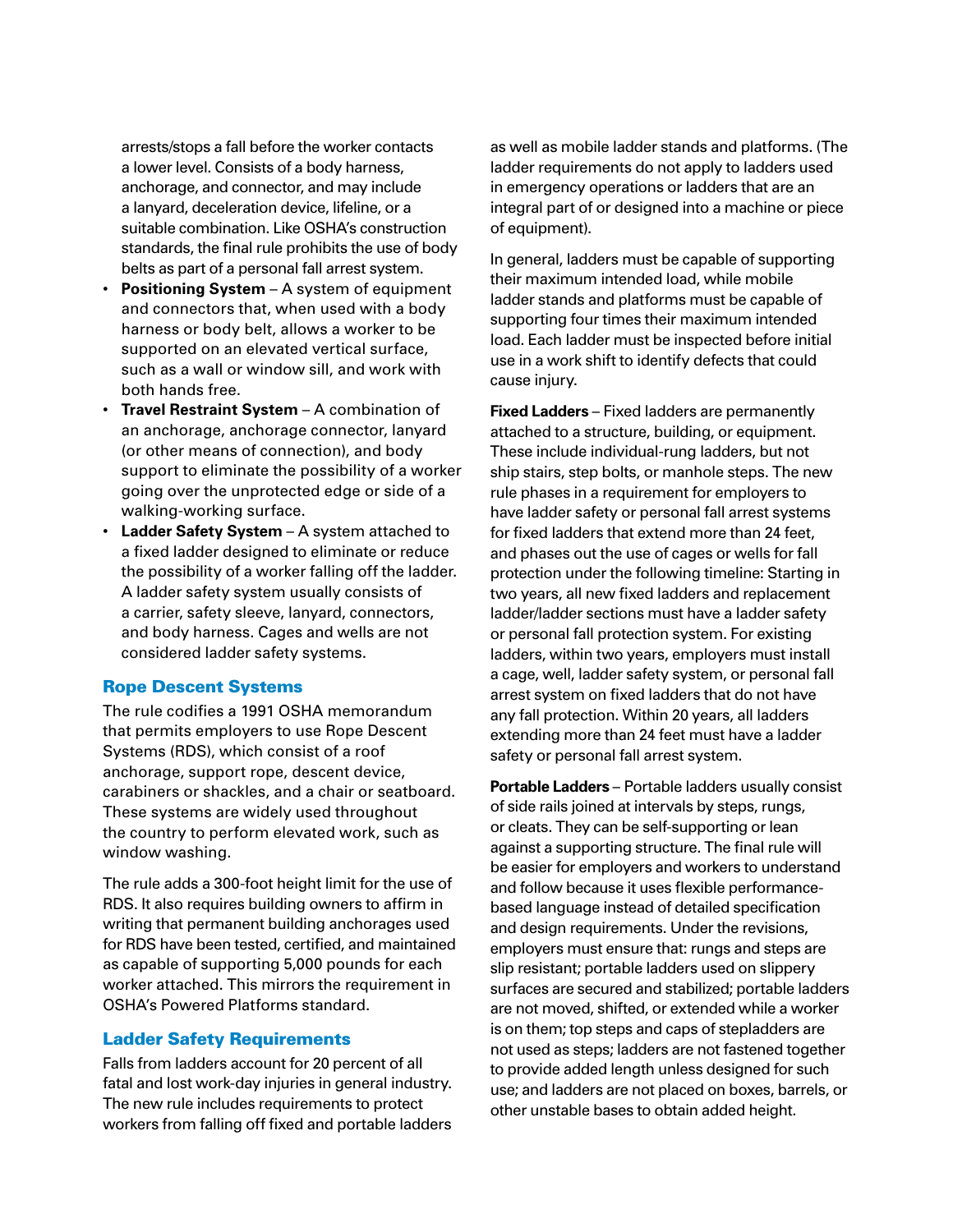arrests/stops a fall before the worker contacts a lower level. Consists of a body harness, anchorage, and connector, and may include a lanyard, deceleration device, lifeline, or a suitable combination. Like OSHA's construction standards, the final rule prohibits the use of body belts as part of a personal fall arrest system.

- **Positioning System** – A system of equipment and connectors that, when used with a body harness or body belt, allows a worker to be supported on an elevated vertical surface, such as a wall or window sill, and work with both hands free.
- **Travel Restraint System** – A combination of an anchorage, anchorage connector, lanyard (or other means of connection), and body support to eliminate the possibility of a worker going over the unprotected edge or side of a walking-working surface.
- **Ladder Safety System** – A system attached to a fixed ladder designed to eliminate or reduce the possibility of a worker falling off the ladder. A ladder safety system usually consists of a carrier, safety sleeve, lanyard, connectors, and body harness. Cages and wells are not considered ladder safety systems.

## Rope Descent Systems

The rule codifies a 1991 OSHA memorandum that permits employers to use Rope Descent Systems (RDS), which consist of a roof anchorage, support rope, descent device, carabiners or shackles, and a chair or seatboard. These systems are widely used throughout the country to perform elevated work, such as window washing.

The rule adds a 300-foot height limit for the use of RDS. It also requires building owners to affirm in writing that permanent building anchorages used for RDS have been tested, certified, and maintained as capable of supporting 5,000 pounds for each worker attached. This mirrors the requirement in OSHA's Powered Platforms standard.

## Ladder Safety Requirements

Falls from ladders account for 20 percent of all fatal and lost work-day injuries in general industry. The new rule includes requirements to protect workers from falling off fixed and portable ladders as well as mobile ladder stands and platforms. (The ladder requirements do not apply to ladders used in emergency operations or ladders that are an integral part of or designed into a machine or piece of equipment).

In general, ladders must be capable of supporting their maximum intended load, while mobile ladder stands and platforms must be capable of supporting four times their maximum intended load. Each ladder must be inspected before initial use in a work shift to identify defects that could cause injury.

**Fixed Ladders** – Fixed ladders are permanently attached to a structure, building, or equipment. These include individual-rung ladders, but not ship stairs, step bolts, or manhole steps. The new rule phases in a requirement for employers to have ladder safety or personal fall arrest systems for fixed ladders that extend more than 24 feet, and phases out the use of cages or wells for fall protection under the following timeline: Starting in two years, all new fixed ladders and replacement ladder/ladder sections must have a ladder safety or personal fall protection system. For existing ladders, within two years, employers must install a cage, well, ladder safety system, or personal fall arrest system on fixed ladders that do not have any fall protection. Within 20 years, all ladders extending more than 24 feet must have a ladder safety or personal fall arrest system.

**Portable Ladders** – Portable ladders usually consist of side rails joined at intervals by steps, rungs, or cleats. They can be self-supporting or lean against a supporting structure. The final rule will be easier for employers and workers to understand and follow because it uses flexible performance-based language instead of detailed specification and design requirements. Under the revisions, employers must ensure that: rungs and steps are slip resistant; portable ladders used on slippery surfaces are secured and stabilized; portable ladders are not moved, shifted, or extended while a worker is on them; top steps and caps of stepladders are not used as steps; ladders are not fastened together to provide added length unless designed for such use; and ladders are not placed on boxes, barrels, or other unstable bases to obtain added height.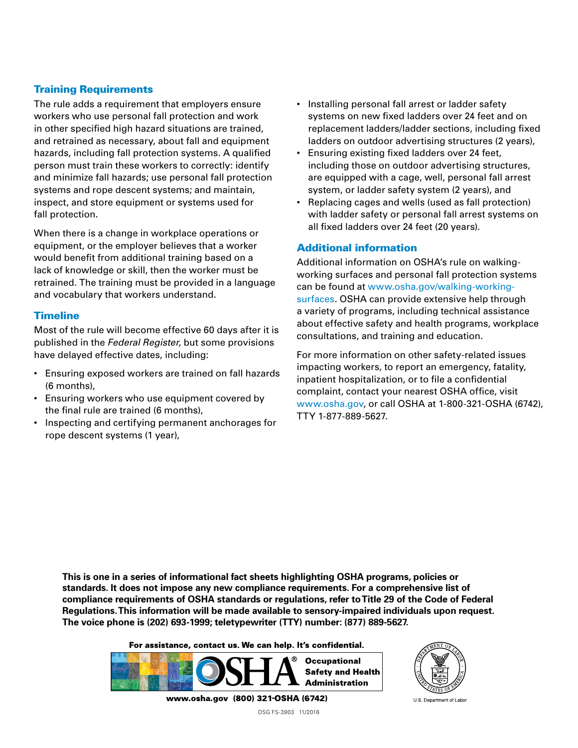## Training Requirements

The rule adds a requirement that employers ensure workers who use personal fall protection and work in other specified high hazard situations are trained, and retrained as necessary, about fall and equipment hazards, including fall protection systems. A qualified person must train these workers to correctly: identify and minimize fall hazards; use personal fall protection systems and rope descent systems; and maintain, inspect, and store equipment or systems used for fall protection.

When there is a change in workplace operations or equipment, or the employer believes that a worker would benefit from additional training based on a lack of knowledge or skill, then the worker must be retrained. The training must be provided in a language and vocabulary that workers understand.

## Timeline

Most of the rule will become effective 60 days after it is published in the *Federal Register*, but some provisions have delayed effective dates, including:

- Ensuring exposed workers are trained on fall hazards (6 months),
- Ensuring workers who use equipment covered by the final rule are trained (6 months),
- Inspecting and certifying permanent anchorages for rope descent systems (1 year),
- Installing personal fall arrest or ladder safety systems on new fixed ladders over 24 feet and on replacement ladders/ladder sections, including fixed ladders on outdoor advertising structures (2 years),
- Ensuring existing fixed ladders over 24 feet, including those on outdoor advertising structures, are equipped with a cage, well, personal fall arrest system, or ladder safety system (2 years), and
- Replacing cages and wells (used as fall protection) with ladder safety or personal fall arrest systems on all fixed ladders over 24 feet (20 years).

## Additional information

Additional information on OSHA's rule on walking-working surfaces and personal fall protection systems can be found at www.osha.gov/walking-working-surfaces. OSHA can provide extensive help through a variety of programs, including technical assistance about effective safety and health programs, workplace consultations, and training and education.

For more information on other safety-related issues impacting workers, to report an emergency, fatality, inpatient hospitalization, or to file a confidential complaint, contact your nearest OSHA office, visit www.osha.gov, or call OSHA at 1-800-321-OSHA (6742), TTY 1-877-889-5627.

**This is one in a series of informational fact sheets highlighting OSHA programs, policies or standards. It does not impose any new compliance requirements. For a comprehensive list of compliance requirements of OSHA standards or regulations, refer to Title 29 of the Code of Federal Regulations. This information will be made available to sensory-impaired individuals upon request. The voice phone is (202) 693-1999; teletypewriter (TTY) number: (877) 889-5627.**

**For assistance, contact us. We can help. It's confidential.**

**Occupational Safety and Health Administration**

**www.osha.gov (800) 321-OSHA (6742)**

U.S. Department of Labor

DSG FS-3903 11/2016